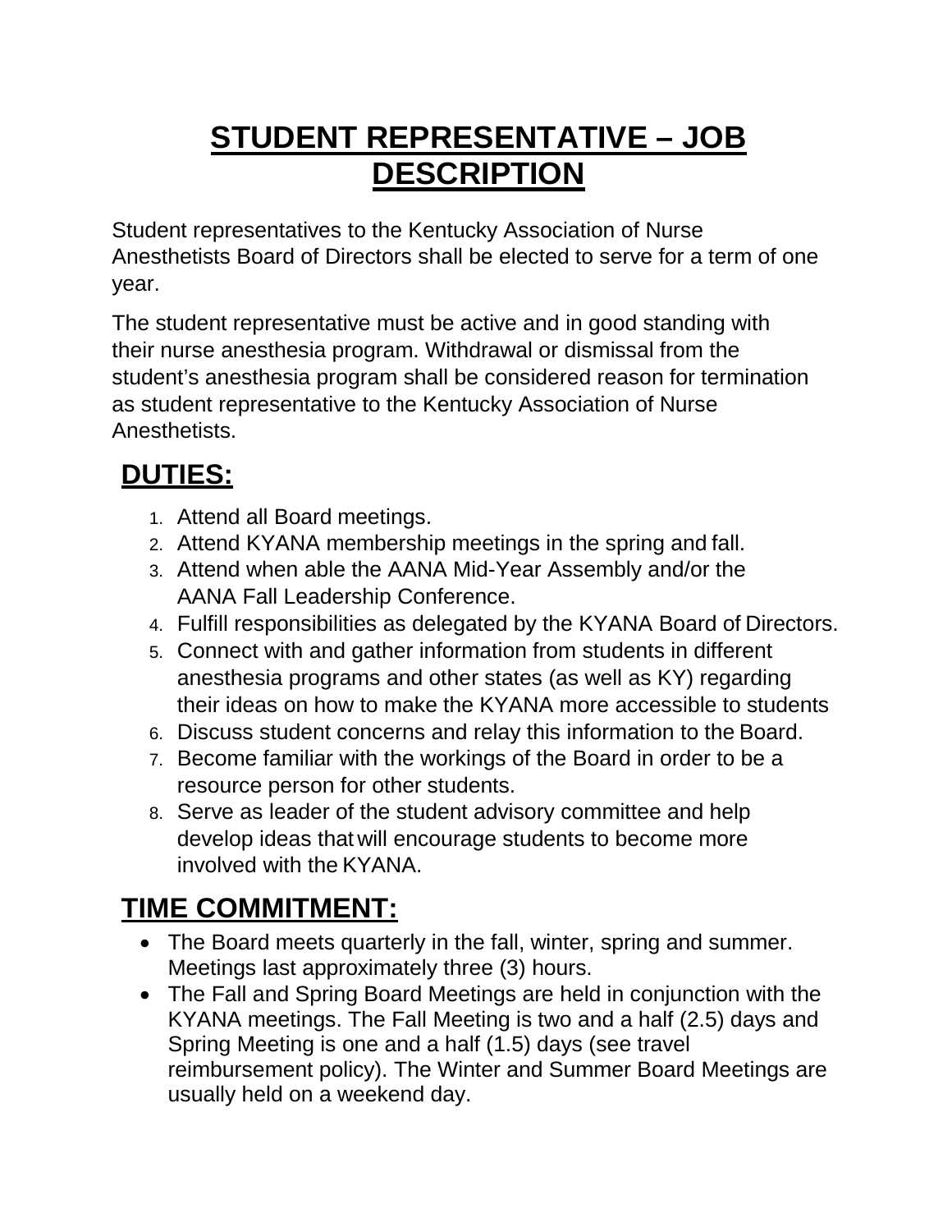# STUDENT REPRESENTATIVE – JOB DESCRIPTION

Student representatives to the Kentucky Association of Nurse Anesthetists Board of Directors shall be elected to serve for a term of one year.

The student representative must be active and in good standing with their nurse anesthesia program. Withdrawal or dismissal from the student's anesthesia program shall be considered reason for termination as student representative to the Kentucky Association of Nurse Anesthetists.

## DUTIES:

1. Attend all Board meetings.
2. Attend KYANA membership meetings in the spring and fall.
3. Attend when able the AANA Mid-Year Assembly and/or the AANA Fall Leadership Conference.
4. Fulfill responsibilities as delegated by the KYANA Board of Directors.
5. Connect with and gather information from students in different anesthesia programs and other states (as well as KY) regarding their ideas on how to make the KYANA more accessible to students
6. Discuss student concerns and relay this information to the Board.
7. Become familiar with the workings of the Board in order to be a resource person for other students.
8. Serve as leader of the student advisory committee and help develop ideas that will encourage students to become more involved with the KYANA.

## TIME COMMITMENT:

- The Board meets quarterly in the fall, winter, spring and summer. Meetings last approximately three (3) hours.
- The Fall and Spring Board Meetings are held in conjunction with the KYANA meetings. The Fall Meeting is two and a half (2.5) days and Spring Meeting is one and a half (1.5) days (see travel reimbursement policy). The Winter and Summer Board Meetings are usually held on a weekend day.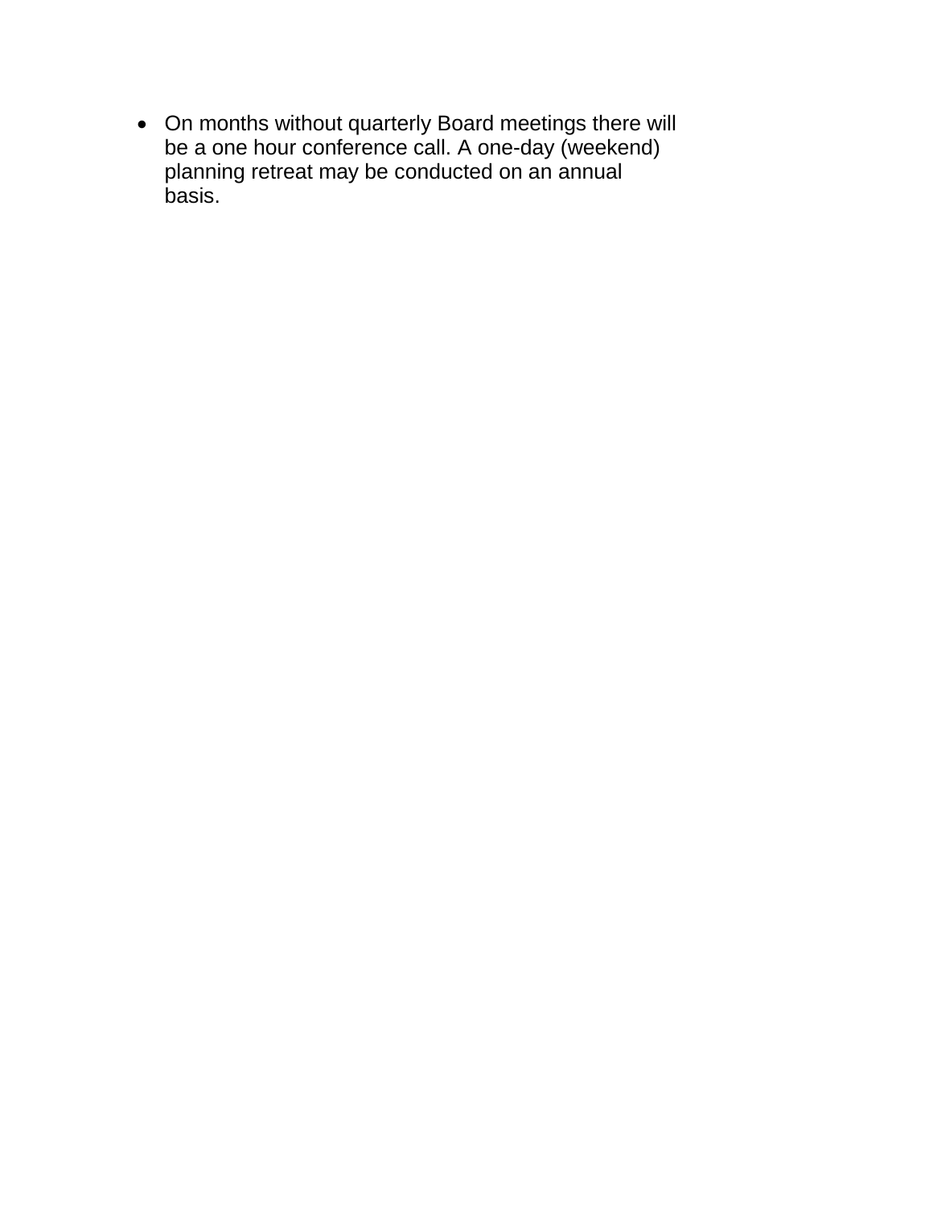- On months without quarterly Board meetings there will be a one hour conference call. A one-day (weekend) planning retreat may be conducted on an annual basis.